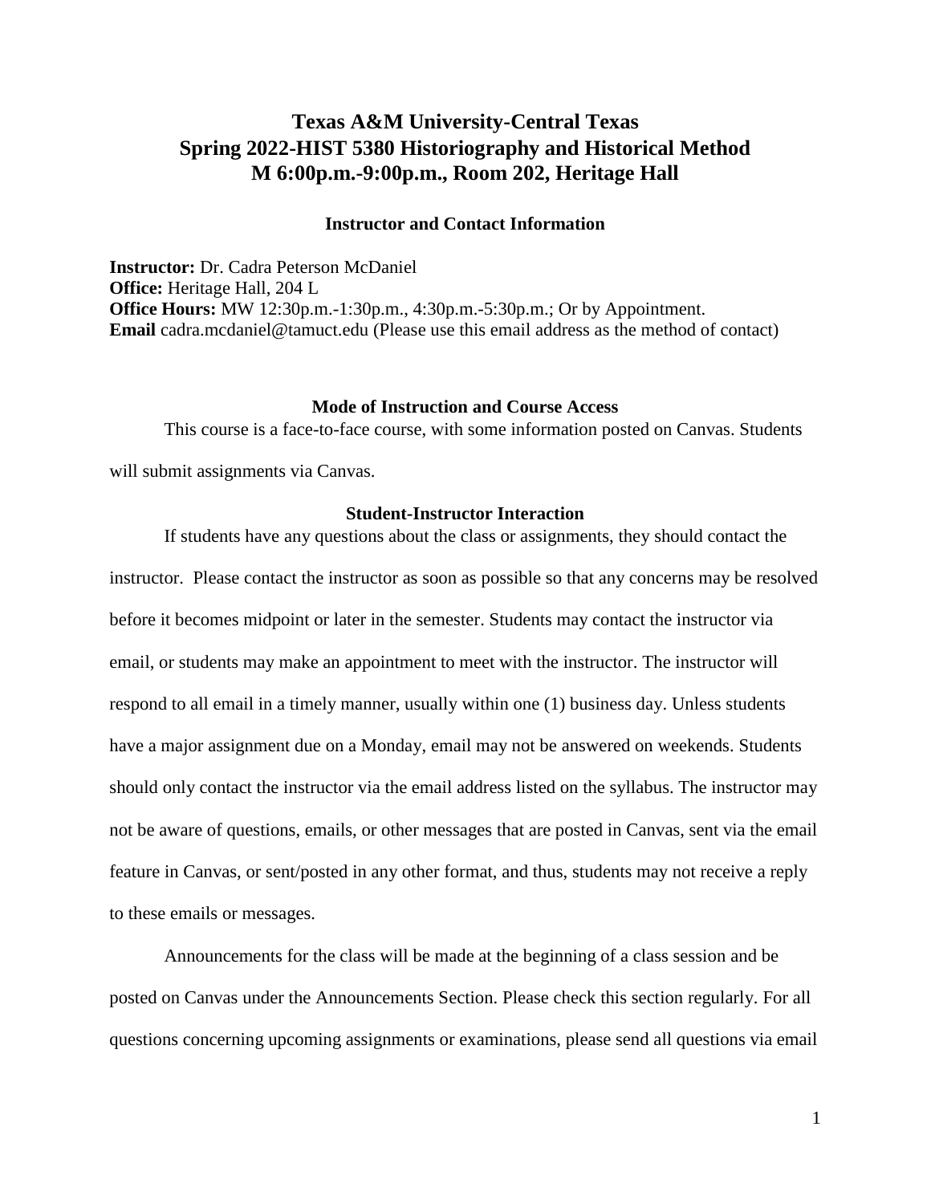# Texas A&M University-Central Texas
# Spring 2022-HIST 5380 Historiography and Historical Method
# M 6:00p.m.-9:00p.m., Room 202, Heritage Hall

### Instructor and Contact Information

**Instructor:** Dr. Cadra Peterson McDaniel
**Office:** Heritage Hall, 204 L
**Office Hours:** MW 12:30p.m.-1:30p.m., 4:30p.m.-5:30p.m.; Or by Appointment.
**Email** cadra.mcdaniel@tamuct.edu (Please use this email address as the method of contact)

### Mode of Instruction and Course Access

This course is a face-to-face course, with some information posted on Canvas. Students will submit assignments via Canvas.

### Student-Instructor Interaction

If students have any questions about the class or assignments, they should contact the instructor. Please contact the instructor as soon as possible so that any concerns may be resolved before it becomes midpoint or later in the semester. Students may contact the instructor via email, or students may make an appointment to meet with the instructor. The instructor will respond to all email in a timely manner, usually within one (1) business day. Unless students have a major assignment due on a Monday, email may not be answered on weekends. Students should only contact the instructor via the email address listed on the syllabus. The instructor may not be aware of questions, emails, or other messages that are posted in Canvas, sent via the email feature in Canvas, or sent/posted in any other format, and thus, students may not receive a reply to these emails or messages.

Announcements for the class will be made at the beginning of a class session and be posted on Canvas under the Announcements Section. Please check this section regularly. For all questions concerning upcoming assignments or examinations, please send all questions via email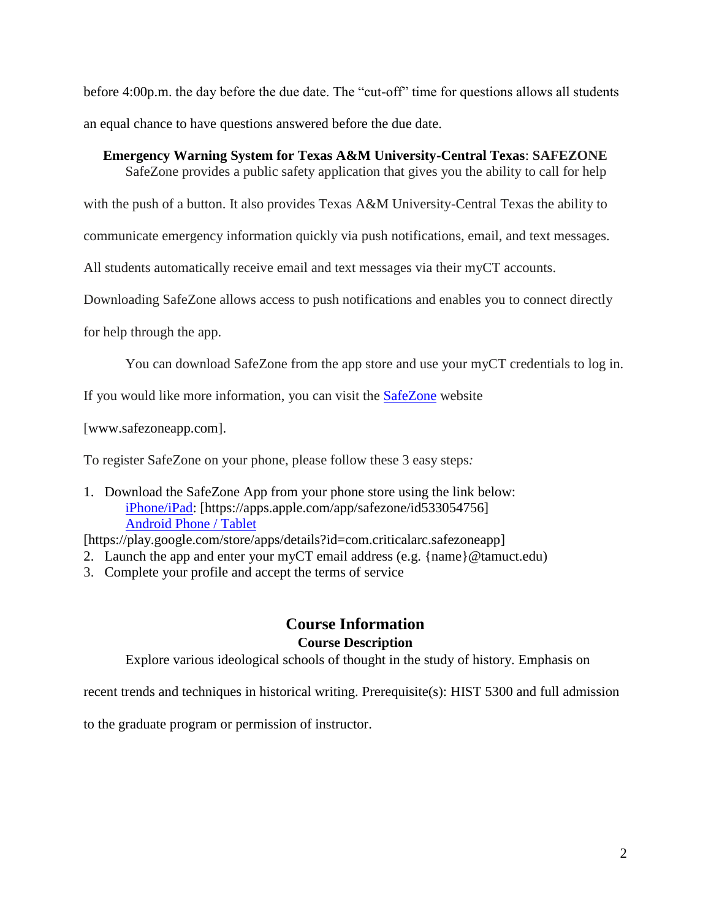before 4:00p.m. the day before the due date. The “cut-off” time for questions allows all students an equal chance to have questions answered before the due date.

**Emergency Warning System for Texas A&M University-Central Texas**: **SAFEZONE**

SafeZone provides a public safety application that gives you the ability to call for help with the push of a button. It also provides Texas A&M University-Central Texas the ability to communicate emergency information quickly via push notifications, email, and text messages. All students automatically receive email and text messages via their myCT accounts. Downloading SafeZone allows access to push notifications and enables you to connect directly for help through the app.

You can download SafeZone from the app store and use your myCT credentials to log in. If you would like more information, you can visit the [SafeZone](www.safezoneapp.com) website [www.safezoneapp.com].

To register SafeZone on your phone, please follow these 3 easy steps*:*

1. Download the SafeZone App from your phone store using the link below:
   [iPhone/iPad](https://apps.apple.com/app/safezone/id533054756): [https://apps.apple.com/app/safezone/id533054756]
   [Android Phone / Tablet](https://play.google.com/store/apps/details?id=com.criticalarc.safezoneapp)
   [https://play.google.com/store/apps/details?id=com.criticalarc.safezoneapp]
2. Launch the app and enter your myCT email address (e.g. {name}@tamuct.edu)
3. Complete your profile and accept the terms of service

## Course Information

### Course Description

Explore various ideological schools of thought in the study of history. Emphasis on recent trends and techniques in historical writing. Prerequisite(s): HIST 5300 and full admission to the graduate program or permission of instructor.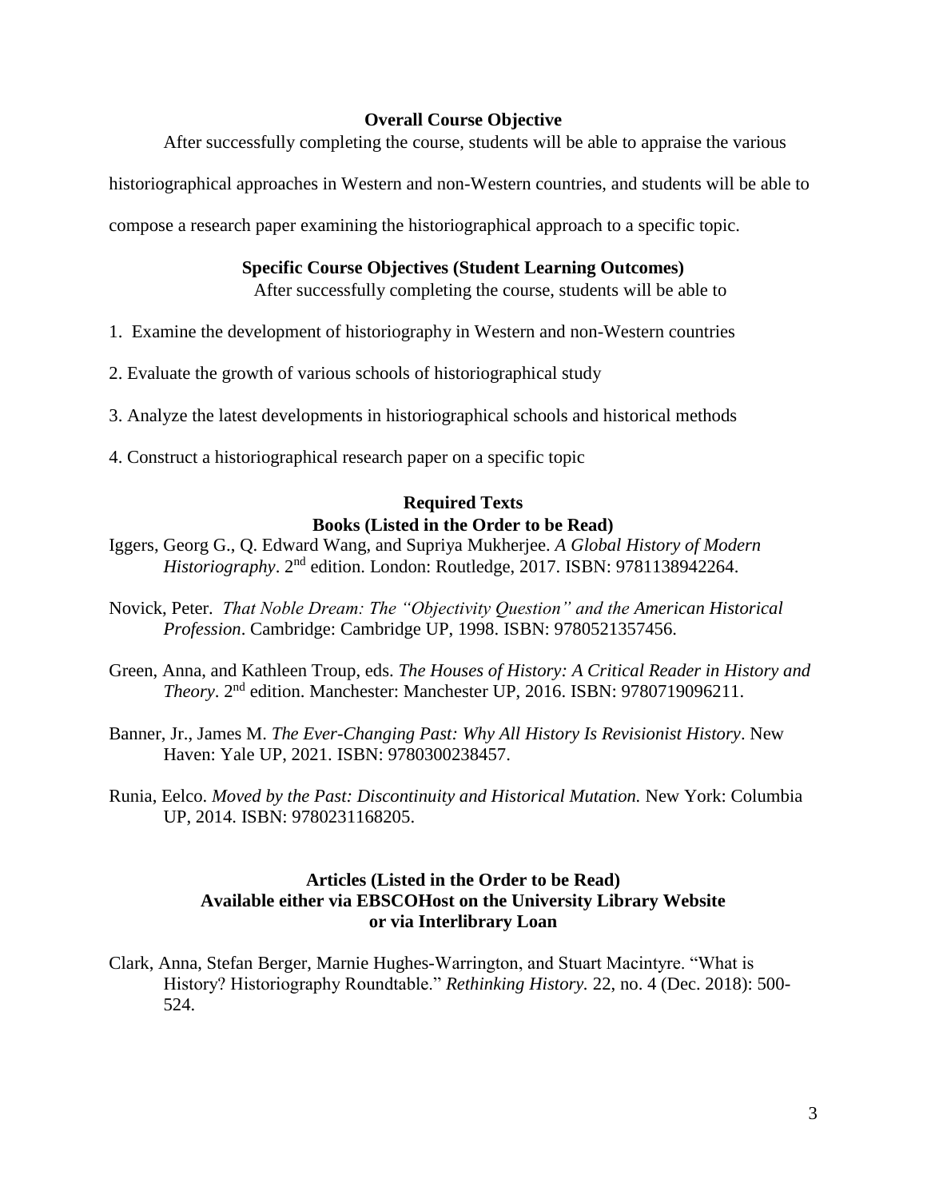## Overall Course Objective

After successfully completing the course, students will be able to appraise the various historiographical approaches in Western and non-Western countries, and students will be able to compose a research paper examining the historiographical approach to a specific topic.

## Specific Course Objectives (Student Learning Outcomes)

After successfully completing the course, students will be able to

1. Examine the development of historiography in Western and non-Western countries
2. Evaluate the growth of various schools of historiographical study
3. Analyze the latest developments in historiographical schools and historical methods
4. Construct a historiographical research paper on a specific topic

## Required Texts

### Books (Listed in the Order to be Read)

Iggers, Georg G., Q. Edward Wang, and Supriya Mukherjee. *A Global History of Modern Historiography*. 2nd edition. London: Routledge, 2017. ISBN: 9781138942264.

Novick, Peter. *That Noble Dream: The "Objectivity Question" and the American Historical Profession*. Cambridge: Cambridge UP, 1998. ISBN: 9780521357456.

Green, Anna, and Kathleen Troup, eds. *The Houses of History: A Critical Reader in History and Theory*. 2nd edition. Manchester: Manchester UP, 2016. ISBN: 9780719096211.

Banner, Jr., James M. *The Ever-Changing Past: Why All History Is Revisionist History*. New Haven: Yale UP, 2021. ISBN: 9780300238457.

Runia, Eelco. *Moved by the Past: Discontinuity and Historical Mutation.* New York: Columbia UP, 2014. ISBN: 9780231168205.

### Articles (Listed in the Order to be Read) Available either via EBSCOHost on the University Library Website or via Interlibrary Loan

Clark, Anna, Stefan Berger, Marnie Hughes-Warrington, and Stuart Macintyre. "What is History? Historiography Roundtable." *Rethinking History.* 22, no. 4 (Dec. 2018): 500-524.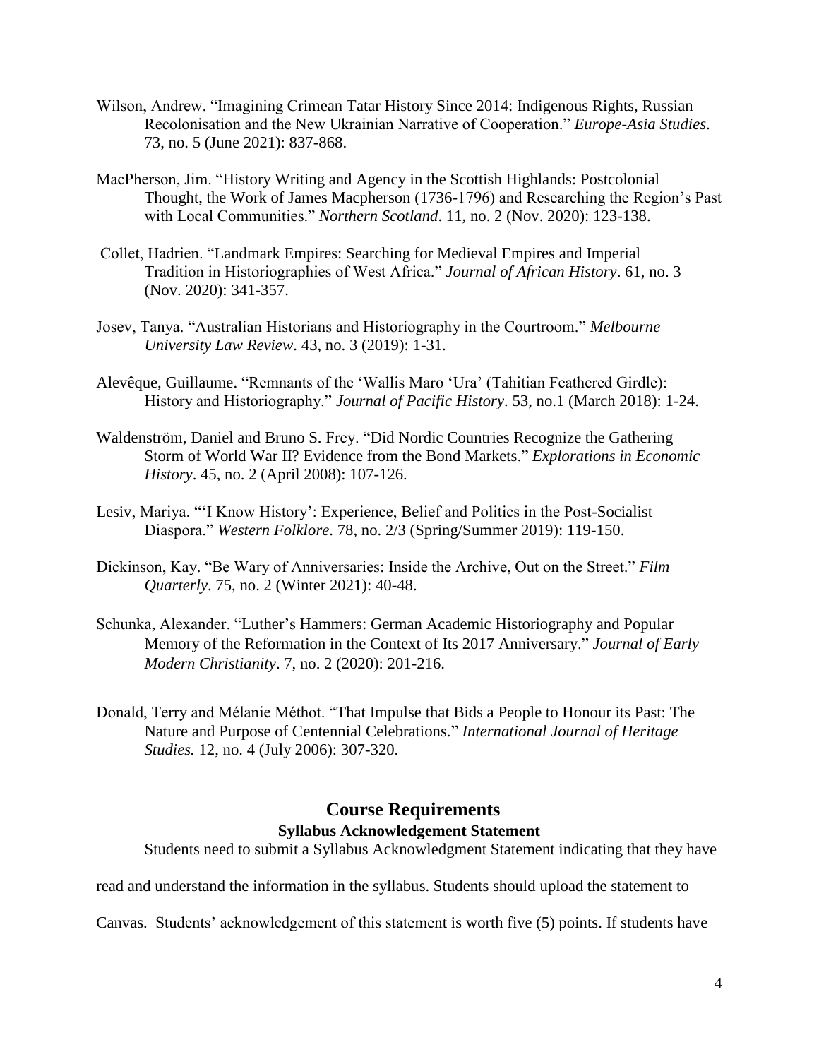Wilson, Andrew. "Imagining Crimean Tatar History Since 2014: Indigenous Rights, Russian Recolonisation and the New Ukrainian Narrative of Cooperation." *Europe-Asia Studies*. 73, no. 5 (June 2021): 837-868.

MacPherson, Jim. "History Writing and Agency in the Scottish Highlands: Postcolonial Thought, the Work of James Macpherson (1736-1796) and Researching the Region's Past with Local Communities." *Northern Scotland*. 11, no. 2 (Nov. 2020): 123-138.

Collet, Hadrien. "Landmark Empires: Searching for Medieval Empires and Imperial Tradition in Historiographies of West Africa." *Journal of African History*. 61, no. 3 (Nov. 2020): 341-357.

Josev, Tanya. "Australian Historians and Historiography in the Courtroom." *Melbourne University Law Review*. 43, no. 3 (2019): 1-31.

Alevêque, Guillaume. "Remnants of the 'Wallis Maro 'Ura' (Tahitian Feathered Girdle): History and Historiography." *Journal of Pacific History*. 53, no.1 (March 2018): 1-24.

Waldenström, Daniel and Bruno S. Frey. "Did Nordic Countries Recognize the Gathering Storm of World War II? Evidence from the Bond Markets." *Explorations in Economic History*. 45, no. 2 (April 2008): 107-126.

Lesiv, Mariya. "'I Know History': Experience, Belief and Politics in the Post-Socialist Diaspora." *Western Folklore*. 78, no. 2/3 (Spring/Summer 2019): 119-150.

Dickinson, Kay. "Be Wary of Anniversaries: Inside the Archive, Out on the Street." *Film Quarterly*. 75, no. 2 (Winter 2021): 40-48.

Schunka, Alexander. "Luther's Hammers: German Academic Historiography and Popular Memory of the Reformation in the Context of Its 2017 Anniversary." *Journal of Early Modern Christianity*. 7, no. 2 (2020): 201-216.

Donald, Terry and Mélanie Méthot. "That Impulse that Bids a People to Honour its Past: The Nature and Purpose of Centennial Celebrations." *International Journal of Heritage Studies.* 12, no. 4 (July 2006): 307-320.

## Course Requirements

### Syllabus Acknowledgement Statement

Students need to submit a Syllabus Acknowledgment Statement indicating that they have read and understand the information in the syllabus. Students should upload the statement to Canvas. Students' acknowledgement of this statement is worth five (5) points. If students have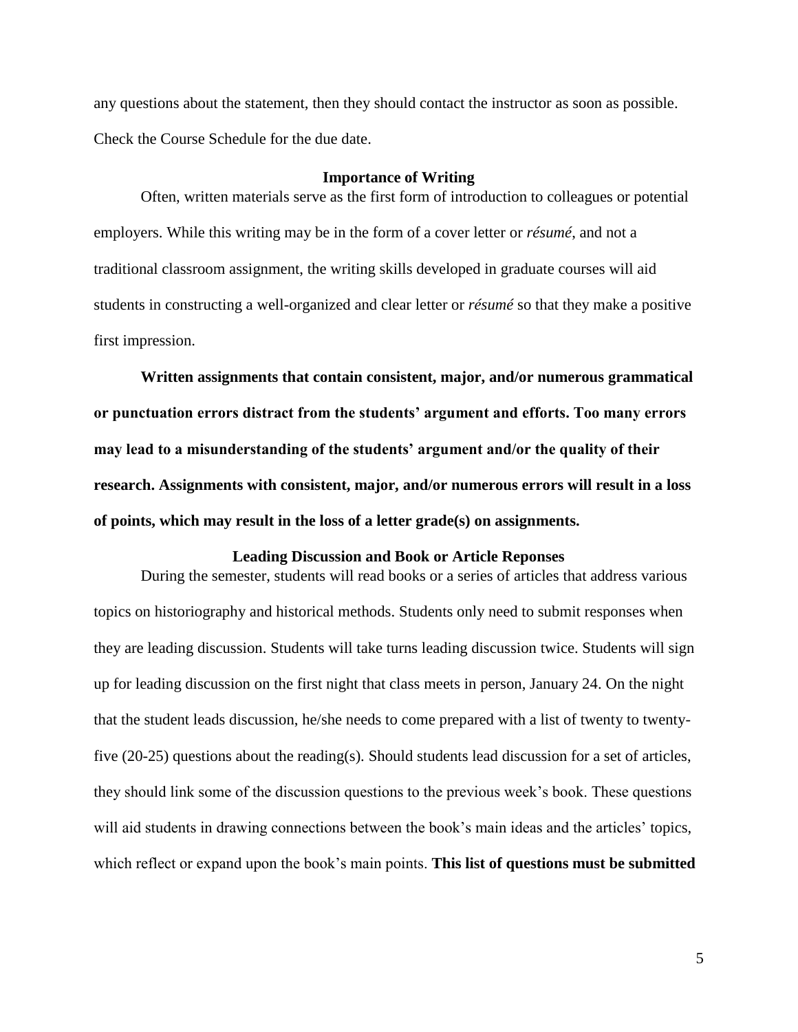any questions about the statement, then they should contact the instructor as soon as possible. Check the Course Schedule for the due date.

## Importance of Writing

Often, written materials serve as the first form of introduction to colleagues or potential employers. While this writing may be in the form of a cover letter or *résumé*, and not a traditional classroom assignment, the writing skills developed in graduate courses will aid students in constructing a well-organized and clear letter or *résumé* so that they make a positive first impression.

**Written assignments that contain consistent, major, and/or numerous grammatical or punctuation errors distract from the students' argument and efforts. Too many errors may lead to a misunderstanding of the students' argument and/or the quality of their research. Assignments with consistent, major, and/or numerous errors will result in a loss of points, which may result in the loss of a letter grade(s) on assignments.**

## Leading Discussion and Book or Article Reponses

During the semester, students will read books or a series of articles that address various topics on historiography and historical methods. Students only need to submit responses when they are leading discussion. Students will take turns leading discussion twice. Students will sign up for leading discussion on the first night that class meets in person, January 24. On the night that the student leads discussion, he/she needs to come prepared with a list of twenty to twenty-five (20-25) questions about the reading(s). Should students lead discussion for a set of articles, they should link some of the discussion questions to the previous week's book. These questions will aid students in drawing connections between the book's main ideas and the articles' topics, which reflect or expand upon the book's main points. **This list of questions must be submitted**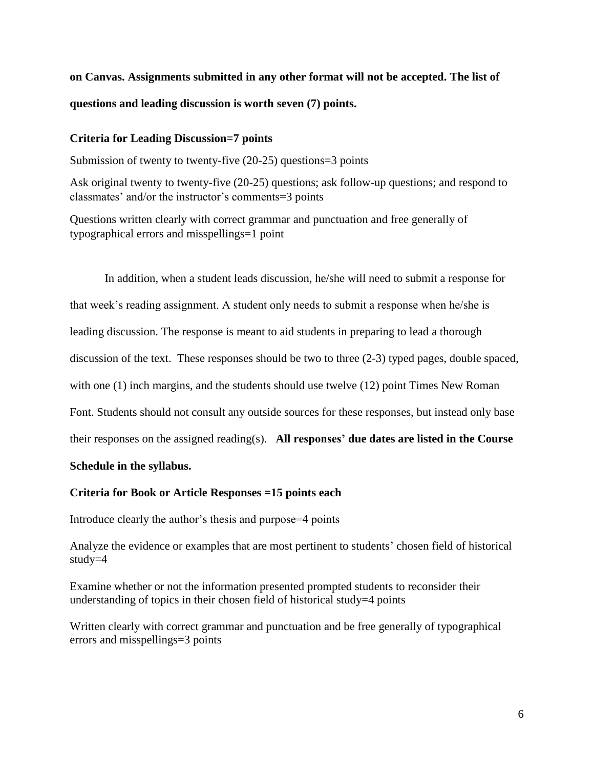**on Canvas. Assignments submitted in any other format will not be accepted. The list of questions and leading discussion is worth seven (7) points.**

**Criteria for Leading Discussion=7 points**

Submission of twenty to twenty-five (20-25) questions=3 points

Ask original twenty to twenty-five (20-25) questions; ask follow-up questions; and respond to classmates' and/or the instructor's comments=3 points

Questions written clearly with correct grammar and punctuation and free generally of typographical errors and misspellings=1 point

In addition, when a student leads discussion, he/she will need to submit a response for that week's reading assignment. A student only needs to submit a response when he/she is leading discussion. The response is meant to aid students in preparing to lead a thorough discussion of the text. These responses should be two to three (2-3) typed pages, double spaced, with one (1) inch margins, and the students should use twelve (12) point Times New Roman Font. Students should not consult any outside sources for these responses, but instead only base their responses on the assigned reading(s). **All responses' due dates are listed in the Course Schedule in the syllabus.**

**Criteria for Book or Article Responses =15 points each**

Introduce clearly the author's thesis and purpose=4 points

Analyze the evidence or examples that are most pertinent to students' chosen field of historical study=4

Examine whether or not the information presented prompted students to reconsider their understanding of topics in their chosen field of historical study=4 points

Written clearly with correct grammar and punctuation and be free generally of typographical errors and misspellings=3 points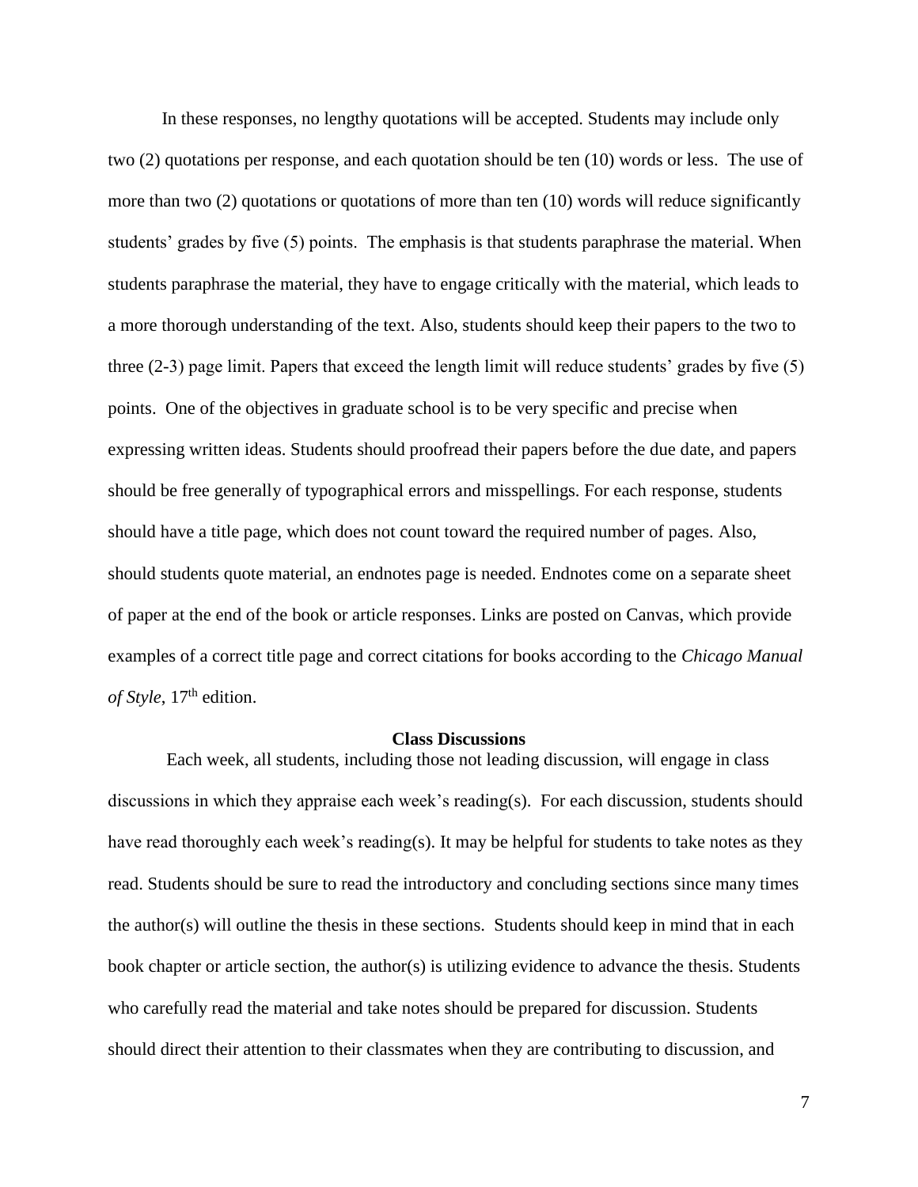In these responses, no lengthy quotations will be accepted. Students may include only two (2) quotations per response, and each quotation should be ten (10) words or less. The use of more than two (2) quotations or quotations of more than ten (10) words will reduce significantly students' grades by five (5) points. The emphasis is that students paraphrase the material. When students paraphrase the material, they have to engage critically with the material, which leads to a more thorough understanding of the text. Also, students should keep their papers to the two to three (2-3) page limit. Papers that exceed the length limit will reduce students' grades by five (5) points. One of the objectives in graduate school is to be very specific and precise when expressing written ideas. Students should proofread their papers before the due date, and papers should be free generally of typographical errors and misspellings. For each response, students should have a title page, which does not count toward the required number of pages. Also, should students quote material, an endnotes page is needed. Endnotes come on a separate sheet of paper at the end of the book or article responses. Links are posted on Canvas, which provide examples of a correct title page and correct citations for books according to the *Chicago Manual of Style*, 17th edition.

**Class Discussions**

Each week, all students, including those not leading discussion, will engage in class discussions in which they appraise each week's reading(s). For each discussion, students should have read thoroughly each week's reading(s). It may be helpful for students to take notes as they read. Students should be sure to read the introductory and concluding sections since many times the author(s) will outline the thesis in these sections. Students should keep in mind that in each book chapter or article section, the author(s) is utilizing evidence to advance the thesis. Students who carefully read the material and take notes should be prepared for discussion. Students should direct their attention to their classmates when they are contributing to discussion, and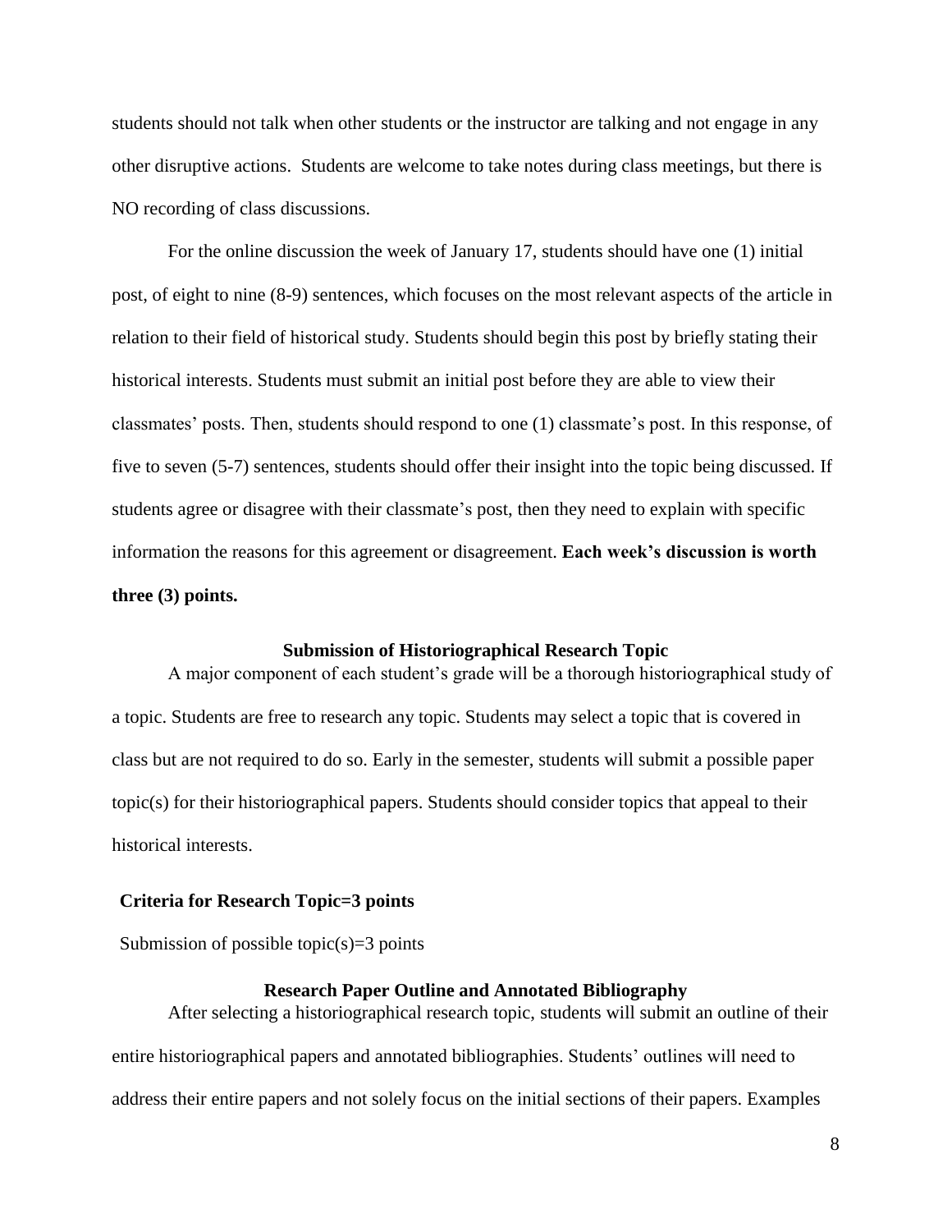students should not talk when other students or the instructor are talking and not engage in any other disruptive actions. Students are welcome to take notes during class meetings, but there is NO recording of class discussions.

For the online discussion the week of January 17, students should have one (1) initial post, of eight to nine (8-9) sentences, which focuses on the most relevant aspects of the article in relation to their field of historical study. Students should begin this post by briefly stating their historical interests. Students must submit an initial post before they are able to view their classmates' posts. Then, students should respond to one (1) classmate's post. In this response, of five to seven (5-7) sentences, students should offer their insight into the topic being discussed. If students agree or disagree with their classmate's post, then they need to explain with specific information the reasons for this agreement or disagreement. **Each week's discussion is worth three (3) points.**

### Submission of Historiographical Research Topic

A major component of each student's grade will be a thorough historiographical study of a topic. Students are free to research any topic. Students may select a topic that is covered in class but are not required to do so. Early in the semester, students will submit a possible paper topic(s) for their historiographical papers. Students should consider topics that appeal to their historical interests.

**Criteria for Research Topic=3 points**

Submission of possible topic(s)=3 points

### Research Paper Outline and Annotated Bibliography

After selecting a historiographical research topic, students will submit an outline of their entire historiographical papers and annotated bibliographies. Students' outlines will need to address their entire papers and not solely focus on the initial sections of their papers. Examples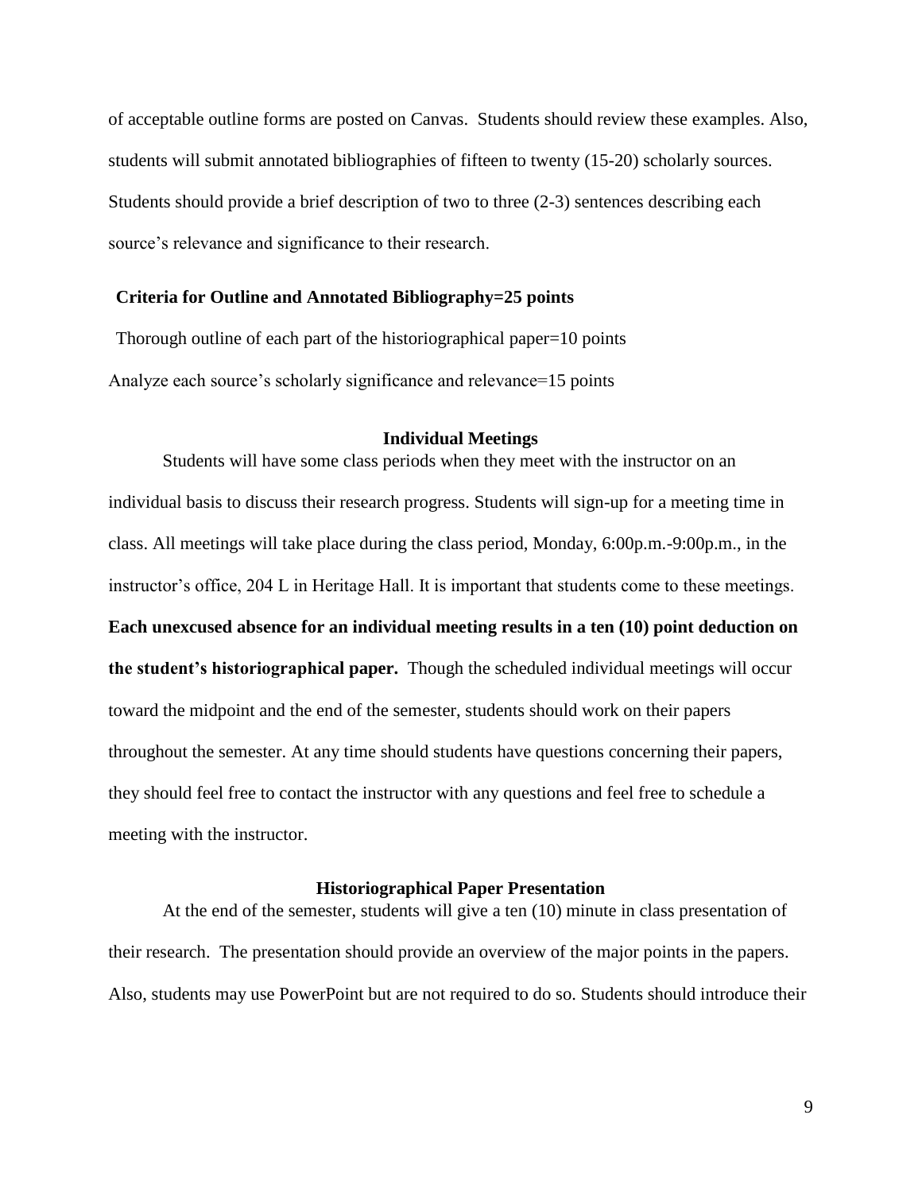of acceptable outline forms are posted on Canvas. Students should review these examples. Also, students will submit annotated bibliographies of fifteen to twenty (15-20) scholarly sources. Students should provide a brief description of two to three (2-3) sentences describing each source's relevance and significance to their research.

**Criteria for Outline and Annotated Bibliography=25 points**

Thorough outline of each part of the historiographical paper=10 points

Analyze each source's scholarly significance and relevance=15 points

### Individual Meetings

Students will have some class periods when they meet with the instructor on an individual basis to discuss their research progress. Students will sign-up for a meeting time in class. All meetings will take place during the class period, Monday, 6:00p.m.-9:00p.m., in the instructor's office, 204 L in Heritage Hall. It is important that students come to these meetings. **Each unexcused absence for an individual meeting results in a ten (10) point deduction on the student's historiographical paper.** Though the scheduled individual meetings will occur toward the midpoint and the end of the semester, students should work on their papers throughout the semester. At any time should students have questions concerning their papers, they should feel free to contact the instructor with any questions and feel free to schedule a meeting with the instructor.

### Historiographical Paper Presentation

At the end of the semester, students will give a ten (10) minute in class presentation of their research. The presentation should provide an overview of the major points in the papers. Also, students may use PowerPoint but are not required to do so. Students should introduce their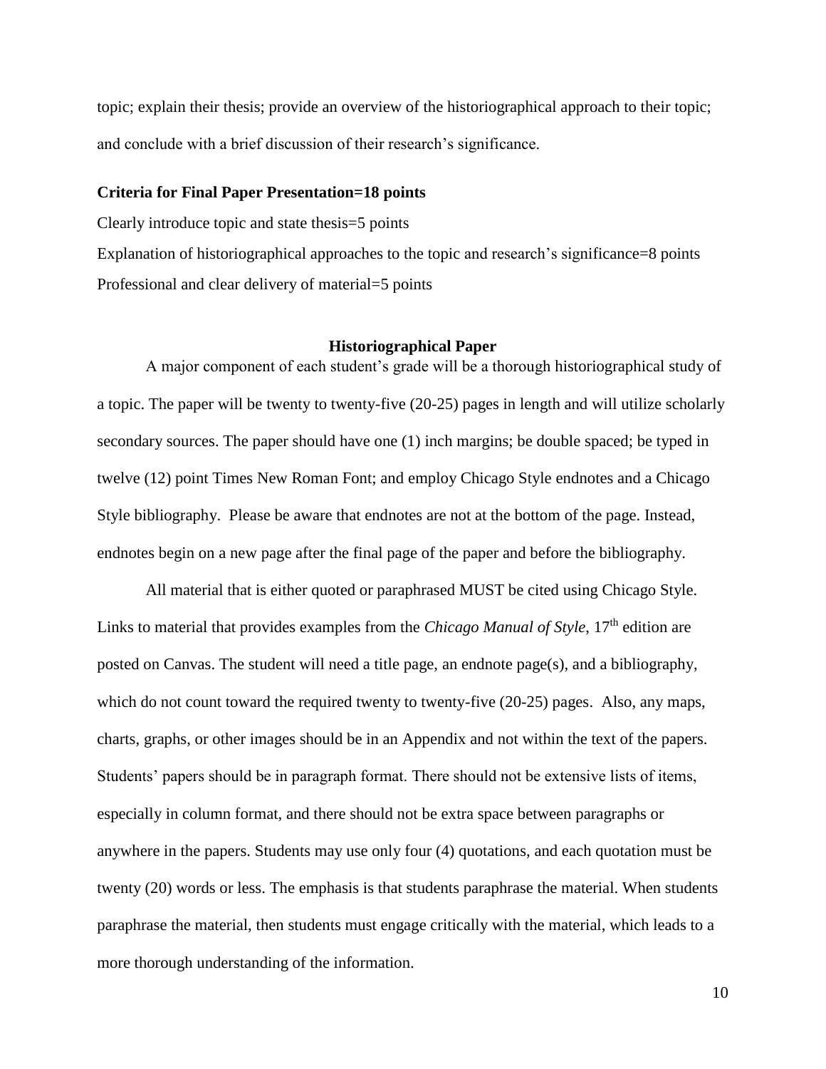topic; explain their thesis; provide an overview of the historiographical approach to their topic; and conclude with a brief discussion of their research's significance.

**Criteria for Final Paper Presentation=18 points**

Clearly introduce topic and state thesis=5 points
Explanation of historiographical approaches to the topic and research's significance=8 points
Professional and clear delivery of material=5 points

## Historiographical Paper

A major component of each student's grade will be a thorough historiographical study of a topic. The paper will be twenty to twenty-five (20-25) pages in length and will utilize scholarly secondary sources. The paper should have one (1) inch margins; be double spaced; be typed in twelve (12) point Times New Roman Font; and employ Chicago Style endnotes and a Chicago Style bibliography. Please be aware that endnotes are not at the bottom of the page. Instead, endnotes begin on a new page after the final page of the paper and before the bibliography.

All material that is either quoted or paraphrased MUST be cited using Chicago Style. Links to material that provides examples from the *Chicago Manual of Style*, 17th edition are posted on Canvas. The student will need a title page, an endnote page(s), and a bibliography, which do not count toward the required twenty to twenty-five (20-25) pages. Also, any maps, charts, graphs, or other images should be in an Appendix and not within the text of the papers. Students' papers should be in paragraph format. There should not be extensive lists of items, especially in column format, and there should not be extra space between paragraphs or anywhere in the papers. Students may use only four (4) quotations, and each quotation must be twenty (20) words or less. The emphasis is that students paraphrase the material. When students paraphrase the material, then students must engage critically with the material, which leads to a more thorough understanding of the information.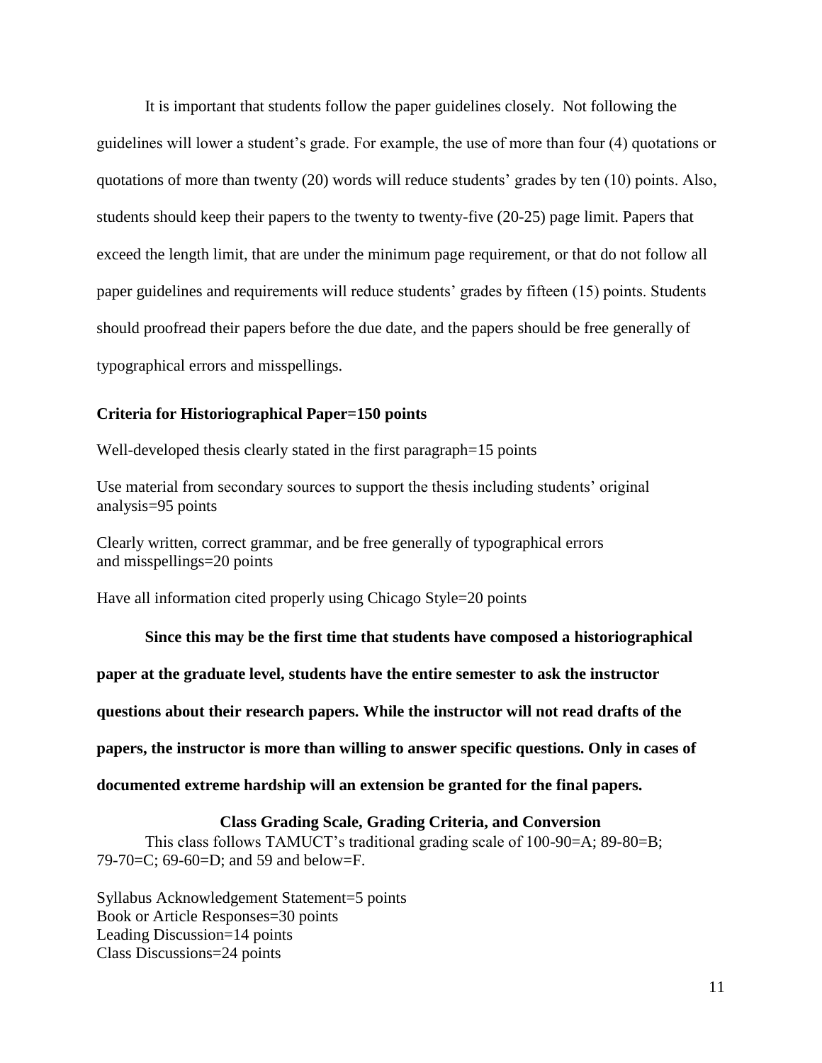It is important that students follow the paper guidelines closely. Not following the guidelines will lower a student's grade. For example, the use of more than four (4) quotations or quotations of more than twenty (20) words will reduce students' grades by ten (10) points. Also, students should keep their papers to the twenty to twenty-five (20-25) page limit. Papers that exceed the length limit, that are under the minimum page requirement, or that do not follow all paper guidelines and requirements will reduce students' grades by fifteen (15) points. Students should proofread their papers before the due date, and the papers should be free generally of typographical errors and misspellings.

**Criteria for Historiographical Paper=150 points**

Well-developed thesis clearly stated in the first paragraph=15 points

Use material from secondary sources to support the thesis including students' original analysis=95 points

Clearly written, correct grammar, and be free generally of typographical errors and misspellings=20 points

Have all information cited properly using Chicago Style=20 points

**Since this may be the first time that students have composed a historiographical paper at the graduate level, students have the entire semester to ask the instructor questions about their research papers. While the instructor will not read drafts of the papers, the instructor is more than willing to answer specific questions. Only in cases of documented extreme hardship will an extension be granted for the final papers.**

**Class Grading Scale, Grading Criteria, and Conversion**

This class follows TAMUCT's traditional grading scale of 100-90=A; 89-80=B; 79-70=C; 69-60=D; and 59 and below=F.

Syllabus Acknowledgement Statement=5 points
Book or Article Responses=30 points
Leading Discussion=14 points
Class Discussions=24 points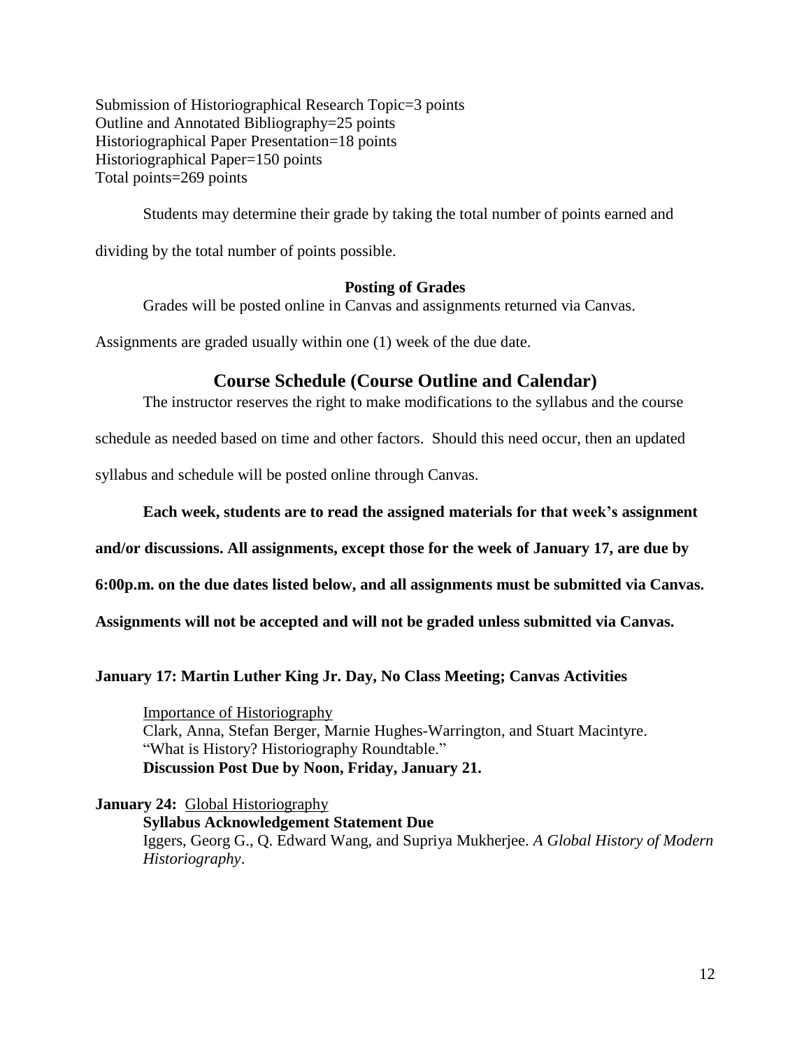Submission of Historiographical Research Topic=3 points
Outline and Annotated Bibliography=25 points
Historiographical Paper Presentation=18 points
Historiographical Paper=150 points
Total points=269 points

Students may determine their grade by taking the total number of points earned and dividing by the total number of points possible.

**Posting of Grades**

Grades will be posted online in Canvas and assignments returned via Canvas. Assignments are graded usually within one (1) week of the due date.

## Course Schedule (Course Outline and Calendar)

The instructor reserves the right to make modifications to the syllabus and the course schedule as needed based on time and other factors. Should this need occur, then an updated syllabus and schedule will be posted online through Canvas.

**Each week, students are to read the assigned materials for that week's assignment and/or discussions. All assignments, except those for the week of January 17, are due by 6:00p.m. on the due dates listed below, and all assignments must be submitted via Canvas. Assignments will not be accepted and will not be graded unless submitted via Canvas.**

**January 17: Martin Luther King Jr. Day, No Class Meeting; Canvas Activities**

Importance of Historiography
Clark, Anna, Stefan Berger, Marnie Hughes-Warrington, and Stuart Macintyre. "What is History? Historiography Roundtable."
**Discussion Post Due by Noon, Friday, January 21.**

**January 24:** Global Historiography
**Syllabus Acknowledgement Statement Due**
Iggers, Georg G., Q. Edward Wang, and Supriya Mukherjee. *A Global History of Modern Historiography*.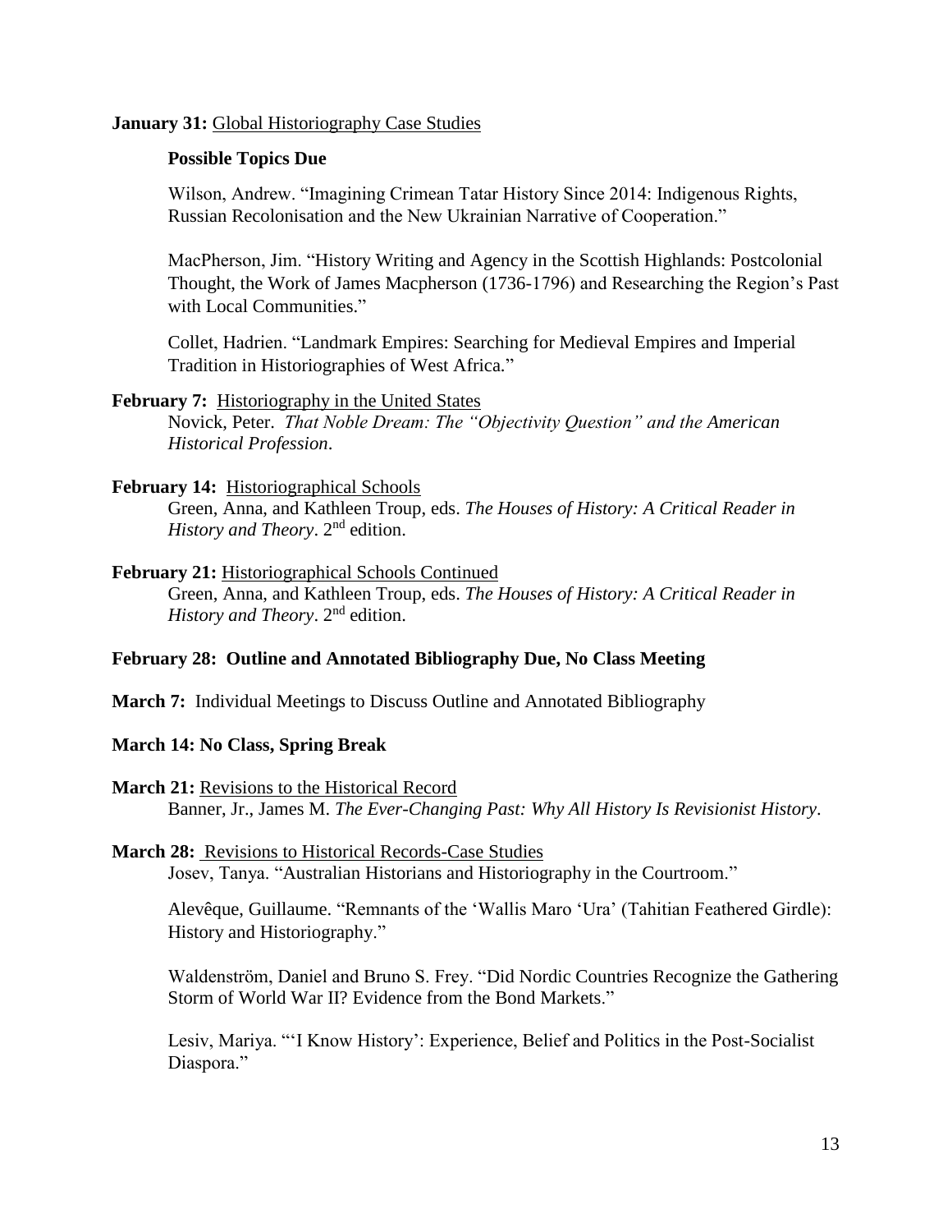**January 31:** Global Historiography Case Studies

**Possible Topics Due**

Wilson, Andrew. "Imagining Crimean Tatar History Since 2014: Indigenous Rights, Russian Recolonisation and the New Ukrainian Narrative of Cooperation."

MacPherson, Jim. "History Writing and Agency in the Scottish Highlands: Postcolonial Thought, the Work of James Macpherson (1736-1796) and Researching the Region's Past with Local Communities."

Collet, Hadrien. "Landmark Empires: Searching for Medieval Empires and Imperial Tradition in Historiographies of West Africa."

**February 7:** Historiography in the United States

Novick, Peter. *That Noble Dream: The "Objectivity Question" and the American Historical Profession*.

**February 14:** Historiographical Schools

Green, Anna, and Kathleen Troup, eds. *The Houses of History: A Critical Reader in History and Theory*. 2nd edition.

**February 21:** Historiographical Schools Continued

Green, Anna, and Kathleen Troup, eds. *The Houses of History: A Critical Reader in History and Theory*. 2nd edition.

**February 28: Outline and Annotated Bibliography Due, No Class Meeting**

**March 7:** Individual Meetings to Discuss Outline and Annotated Bibliography

**March 14: No Class, Spring Break**

**March 21:** Revisions to the Historical Record

Banner, Jr., James M. *The Ever-Changing Past: Why All History Is Revisionist History*.

**March 28:** Revisions to Historical Records-Case Studies

Josev, Tanya. "Australian Historians and Historiography in the Courtroom."

Alevêque, Guillaume. "Remnants of the 'Wallis Maro 'Ura' (Tahitian Feathered Girdle): History and Historiography."

Waldenström, Daniel and Bruno S. Frey. "Did Nordic Countries Recognize the Gathering Storm of World War II? Evidence from the Bond Markets."

Lesiv, Mariya. "'I Know History': Experience, Belief and Politics in the Post-Socialist Diaspora."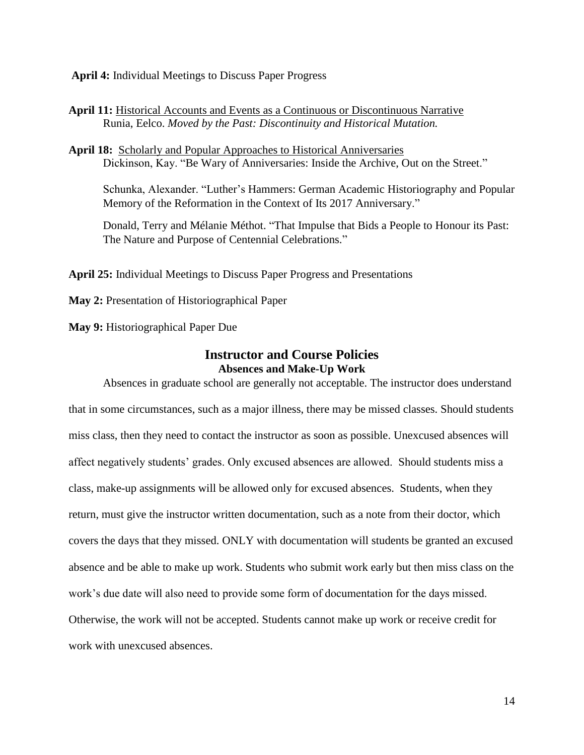**April 4:** Individual Meetings to Discuss Paper Progress

**April 11:** Historical Accounts and Events as a Continuous or Discontinuous Narrative
Runia, Eelco. *Moved by the Past: Discontinuity and Historical Mutation.*

**April 18:** Scholarly and Popular Approaches to Historical Anniversaries
Dickinson, Kay. "Be Wary of Anniversaries: Inside the Archive, Out on the Street."

Schunka, Alexander. "Luther's Hammers: German Academic Historiography and Popular Memory of the Reformation in the Context of Its 2017 Anniversary."

Donald, Terry and Mélanie Méthot. "That Impulse that Bids a People to Honour its Past: The Nature and Purpose of Centennial Celebrations."

**April 25:** Individual Meetings to Discuss Paper Progress and Presentations

**May 2:** Presentation of Historiographical Paper

**May 9:** Historiographical Paper Due

## Instructor and Course Policies

### Absences and Make-Up Work

Absences in graduate school are generally not acceptable. The instructor does understand that in some circumstances, such as a major illness, there may be missed classes. Should students miss class, then they need to contact the instructor as soon as possible. Unexcused absences will affect negatively students' grades. Only excused absences are allowed. Should students miss a class, make-up assignments will be allowed only for excused absences. Students, when they return, must give the instructor written documentation, such as a note from their doctor, which covers the days that they missed. ONLY with documentation will students be granted an excused absence and be able to make up work. Students who submit work early but then miss class on the work's due date will also need to provide some form of documentation for the days missed. Otherwise, the work will not be accepted. Students cannot make up work or receive credit for work with unexcused absences.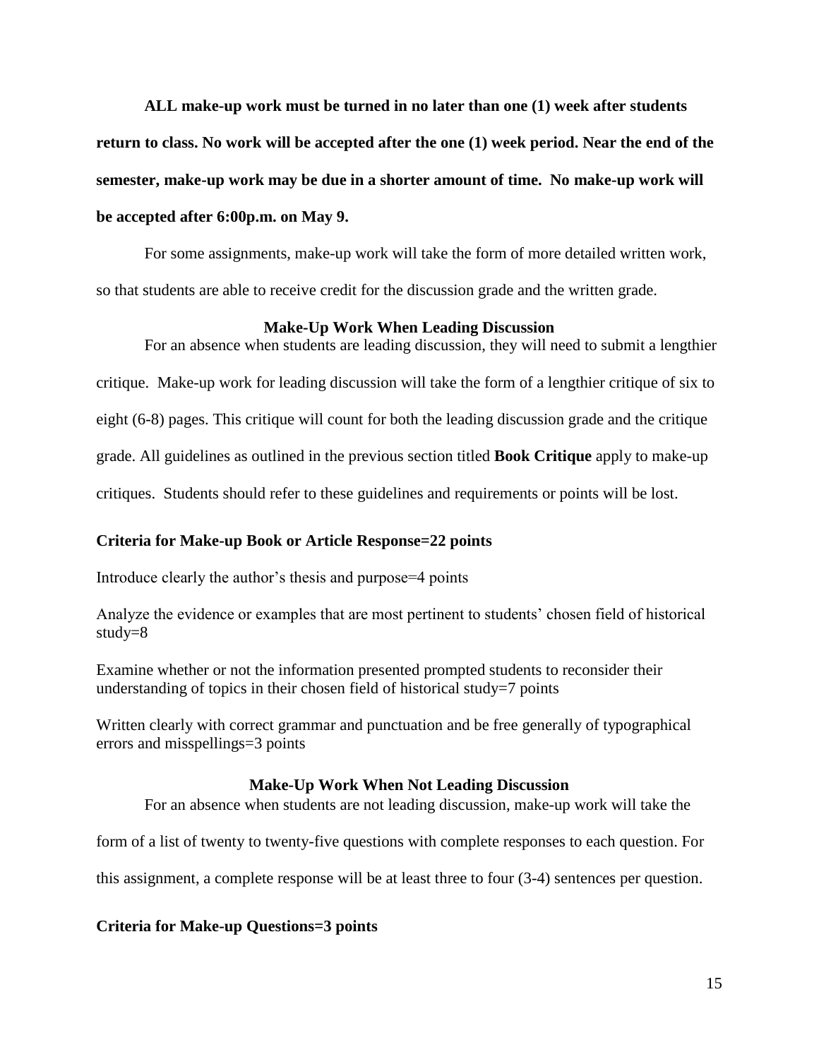**ALL make-up work must be turned in no later than one (1) week after students return to class. No work will be accepted after the one (1) week period. Near the end of the semester, make-up work may be due in a shorter amount of time. No make-up work will be accepted after 6:00p.m. on May 9.**

For some assignments, make-up work will take the form of more detailed written work, so that students are able to receive credit for the discussion grade and the written grade.

### Make-Up Work When Leading Discussion

For an absence when students are leading discussion, they will need to submit a lengthier critique. Make-up work for leading discussion will take the form of a lengthier critique of six to eight (6-8) pages. This critique will count for both the leading discussion grade and the critique grade. All guidelines as outlined in the previous section titled **Book Critique** apply to make-up critiques. Students should refer to these guidelines and requirements or points will be lost.

**Criteria for Make-up Book or Article Response=22 points**

Introduce clearly the author's thesis and purpose=4 points

Analyze the evidence or examples that are most pertinent to students' chosen field of historical study=8

Examine whether or not the information presented prompted students to reconsider their understanding of topics in their chosen field of historical study=7 points

Written clearly with correct grammar and punctuation and be free generally of typographical errors and misspellings=3 points

### Make-Up Work When Not Leading Discussion

For an absence when students are not leading discussion, make-up work will take the form of a list of twenty to twenty-five questions with complete responses to each question. For this assignment, a complete response will be at least three to four (3-4) sentences per question.

**Criteria for Make-up Questions=3 points**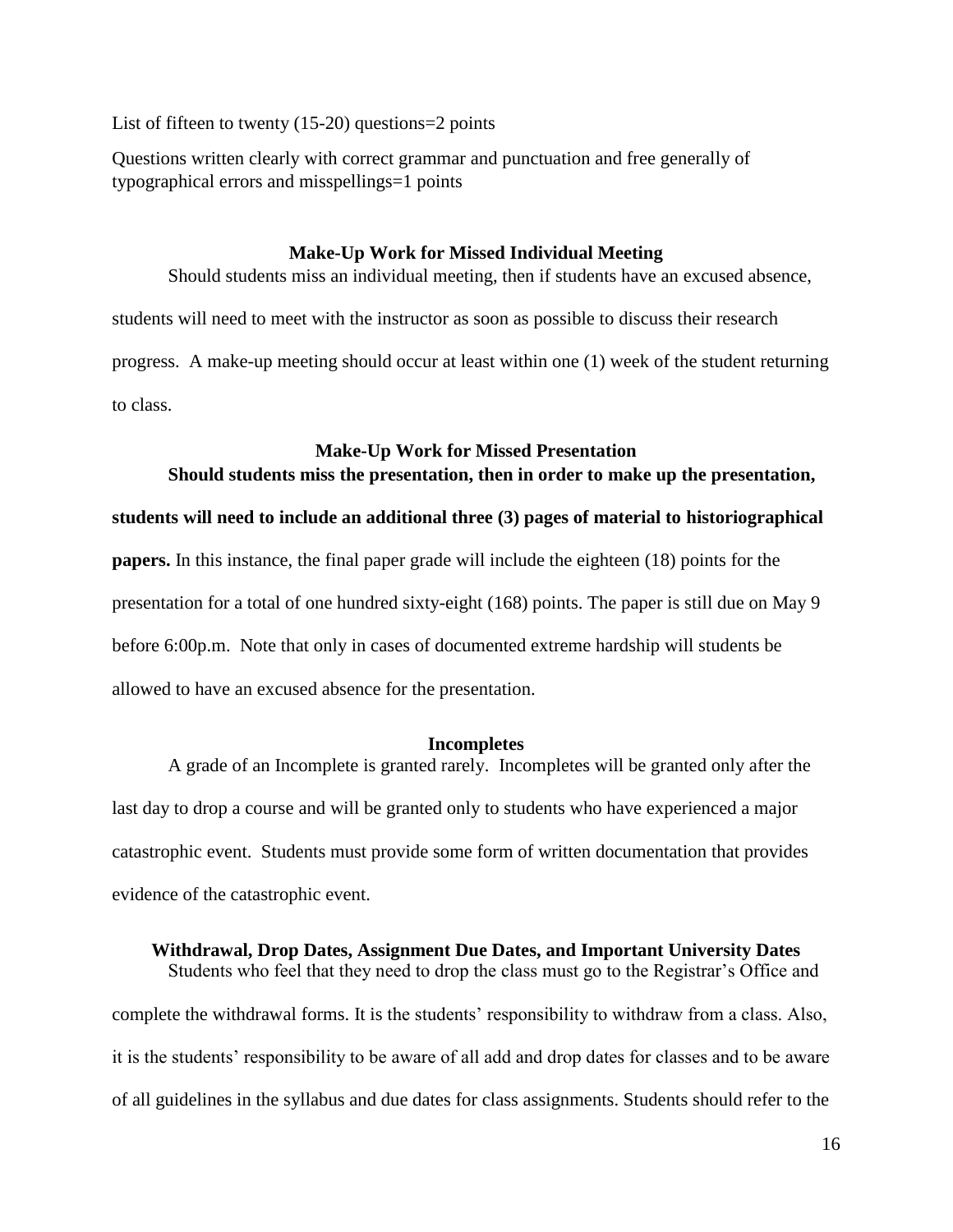List of fifteen to twenty (15-20) questions=2 points

Questions written clearly with correct grammar and punctuation and free generally of typographical errors and misspellings=1 points

### Make-Up Work for Missed Individual Meeting

Should students miss an individual meeting, then if students have an excused absence, students will need to meet with the instructor as soon as possible to discuss their research progress. A make-up meeting should occur at least within one (1) week of the student returning to class.

### Make-Up Work for Missed Presentation

**Should students miss the presentation, then in order to make up the presentation, students will need to include an additional three (3) pages of material to historiographical papers.** In this instance, the final paper grade will include the eighteen (18) points for the presentation for a total of one hundred sixty-eight (168) points. The paper is still due on May 9 before 6:00p.m. Note that only in cases of documented extreme hardship will students be allowed to have an excused absence for the presentation.

### Incompletes

A grade of an Incomplete is granted rarely. Incompletes will be granted only after the last day to drop a course and will be granted only to students who have experienced a major catastrophic event. Students must provide some form of written documentation that provides evidence of the catastrophic event.

### Withdrawal, Drop Dates, Assignment Due Dates, and Important University Dates

Students who feel that they need to drop the class must go to the Registrar's Office and complete the withdrawal forms. It is the students' responsibility to withdraw from a class. Also, it is the students' responsibility to be aware of all add and drop dates for classes and to be aware of all guidelines in the syllabus and due dates for class assignments. Students should refer to the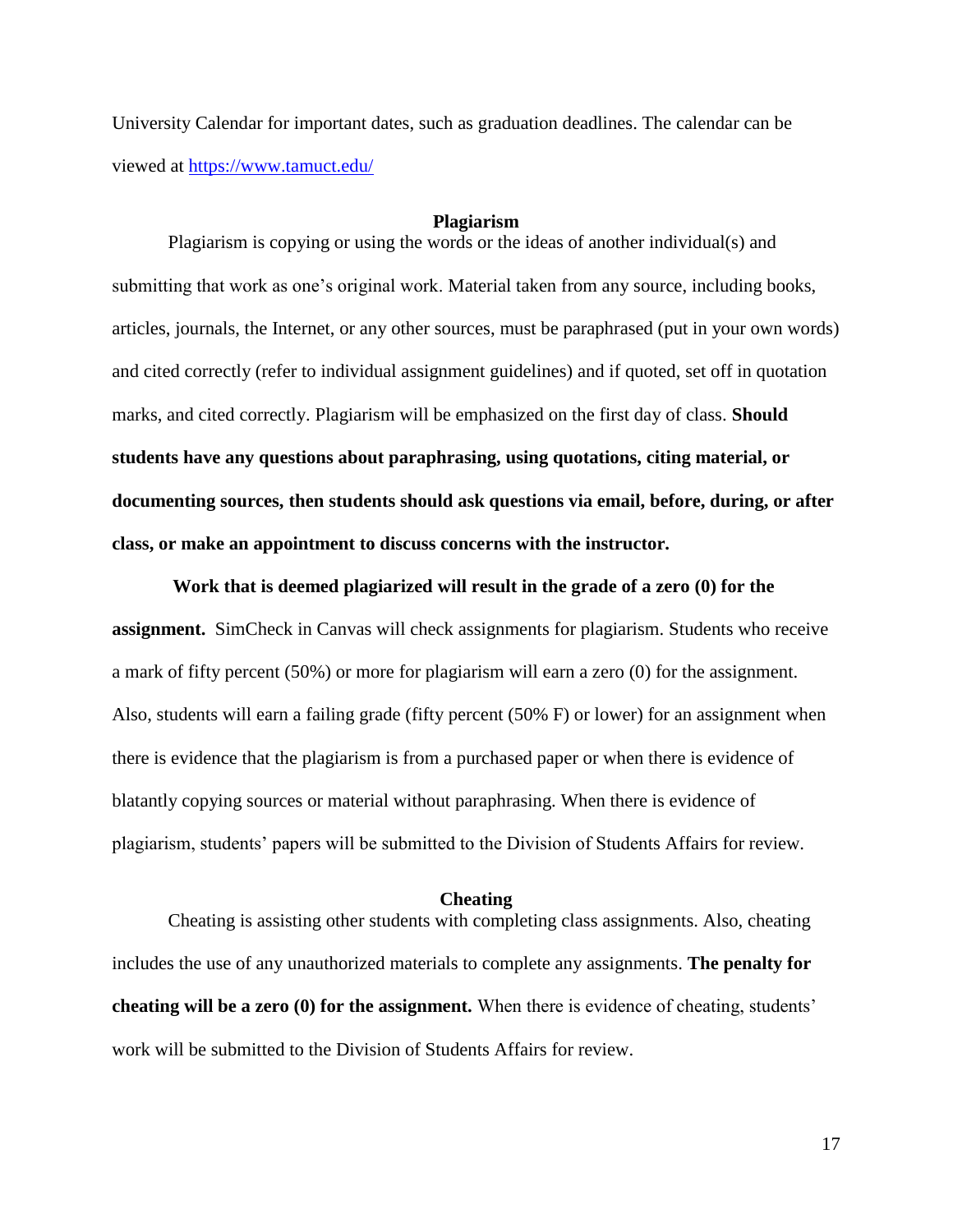University Calendar for important dates, such as graduation deadlines. The calendar can be viewed at https://www.tamuct.edu/

### Plagiarism

Plagiarism is copying or using the words or the ideas of another individual(s) and submitting that work as one's original work. Material taken from any source, including books, articles, journals, the Internet, or any other sources, must be paraphrased (put in your own words) and cited correctly (refer to individual assignment guidelines) and if quoted, set off in quotation marks, and cited correctly. Plagiarism will be emphasized on the first day of class. **Should students have any questions about paraphrasing, using quotations, citing material, or documenting sources, then students should ask questions via email, before, during, or after class, or make an appointment to discuss concerns with the instructor.**

**Work that is deemed plagiarized will result in the grade of a zero (0) for the assignment.** SimCheck in Canvas will check assignments for plagiarism. Students who receive a mark of fifty percent (50%) or more for plagiarism will earn a zero (0) for the assignment. Also, students will earn a failing grade (fifty percent (50% F) or lower) for an assignment when there is evidence that the plagiarism is from a purchased paper or when there is evidence of blatantly copying sources or material without paraphrasing. When there is evidence of plagiarism, students' papers will be submitted to the Division of Students Affairs for review.

### Cheating

Cheating is assisting other students with completing class assignments. Also, cheating includes the use of any unauthorized materials to complete any assignments. **The penalty for cheating will be a zero (0) for the assignment.** When there is evidence of cheating, students' work will be submitted to the Division of Students Affairs for review.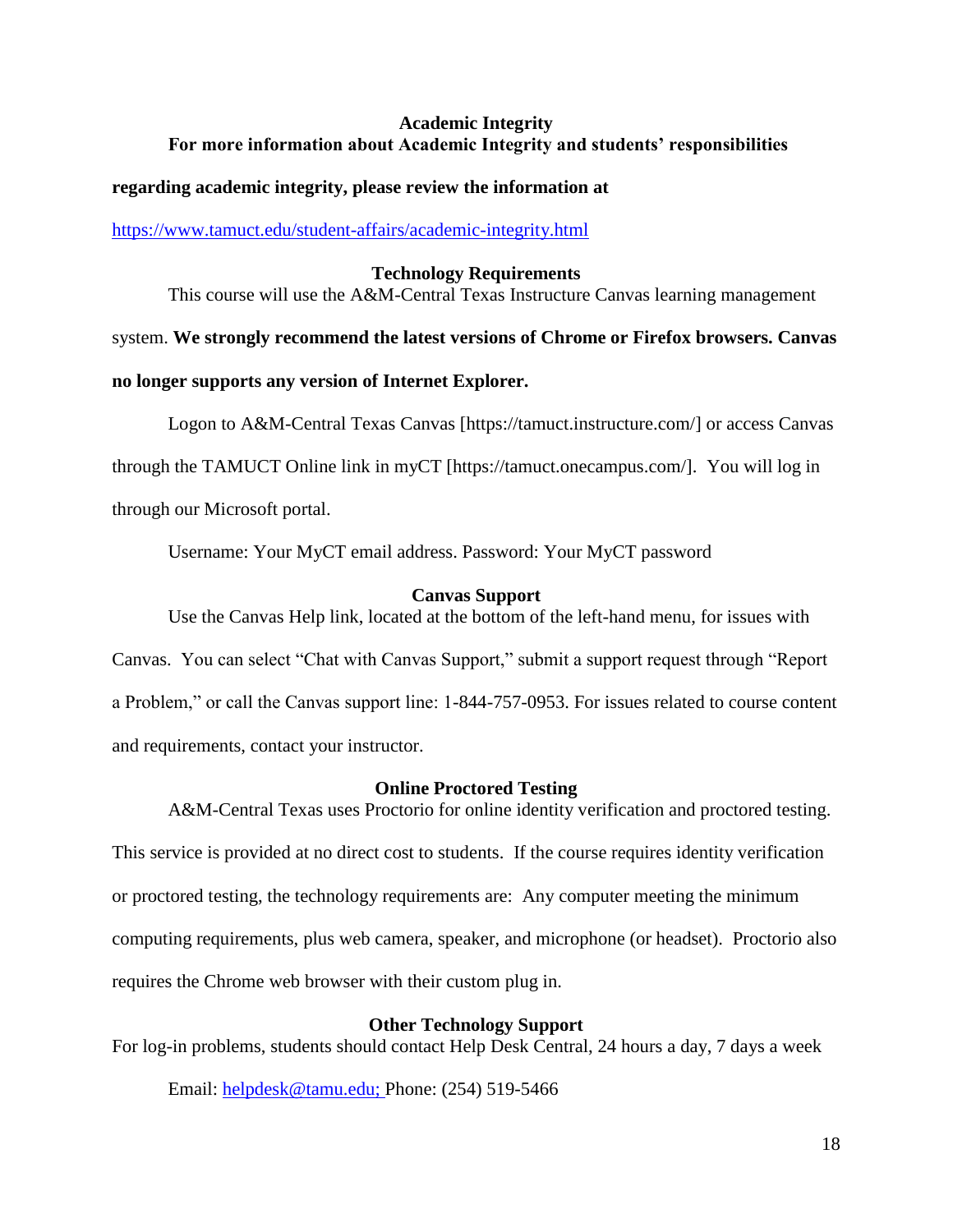## Academic Integrity

**For more information about Academic Integrity and students' responsibilities regarding academic integrity, please review the information at**

https://www.tamuct.edu/student-affairs/academic-integrity.html

## Technology Requirements

This course will use the A&M-Central Texas Instructure Canvas learning management system. **We strongly recommend the latest versions of Chrome or Firefox browsers. Canvas no longer supports any version of Internet Explorer.**

Logon to A&M-Central Texas Canvas [https://tamuct.instructure.com/] or access Canvas through the TAMUCT Online link in myCT [https://tamuct.onecampus.com/]. You will log in through our Microsoft portal.

Username: Your MyCT email address. Password: Your MyCT password

## Canvas Support

Use the Canvas Help link, located at the bottom of the left-hand menu, for issues with Canvas. You can select "Chat with Canvas Support," submit a support request through "Report a Problem," or call the Canvas support line: 1-844-757-0953. For issues related to course content and requirements, contact your instructor.

## Online Proctored Testing

A&M-Central Texas uses Proctorio for online identity verification and proctored testing. This service is provided at no direct cost to students. If the course requires identity verification or proctored testing, the technology requirements are: Any computer meeting the minimum computing requirements, plus web camera, speaker, and microphone (or headset). Proctorio also requires the Chrome web browser with their custom plug in.

## Other Technology Support

For log-in problems, students should contact Help Desk Central, 24 hours a day, 7 days a week

Email: helpdesk@tamu.edu; Phone: (254) 519-5466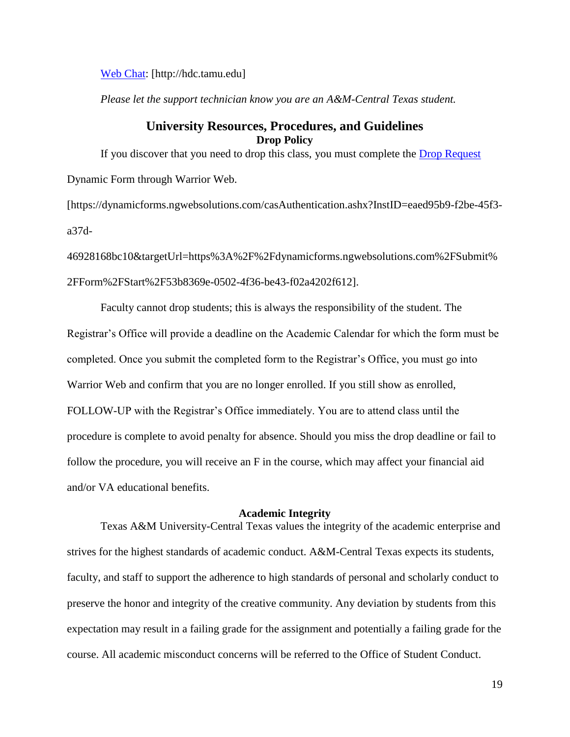[Web Chat](http://hdc.tamu.edu): [http://hdc.tamu.edu]

*Please let the support technician know you are an A&M-Central Texas student.*

## University Resources, Procedures, and Guidelines

### Drop Policy

If you discover that you need to drop this class, you must complete the [Drop Request](https://dynamicforms.ngwebsolutions.com/casAuthentication.ashx?InstID=eaed95b9-f2be-45f3-a37d-46928168bc10&targetUrl=https%3A%2F%2Fdynamicforms.ngwebsolutions.com%2FSubmit%2FForm%2FStart%2F53b8369e-0502-4f36-be43-f02a4202f612) Dynamic Form through Warrior Web. [https://dynamicforms.ngwebsolutions.com/casAuthentication.ashx?InstID=eaed95b9-f2be-45f3-a37d-46928168bc10&targetUrl=https%3A%2F%2Fdynamicforms.ngwebsolutions.com%2FSubmit%2FForm%2FStart%2F53b8369e-0502-4f36-be43-f02a4202f612].

Faculty cannot drop students; this is always the responsibility of the student. The Registrar's Office will provide a deadline on the Academic Calendar for which the form must be completed. Once you submit the completed form to the Registrar's Office, you must go into Warrior Web and confirm that you are no longer enrolled. If you still show as enrolled, FOLLOW-UP with the Registrar's Office immediately. You are to attend class until the procedure is complete to avoid penalty for absence. Should you miss the drop deadline or fail to follow the procedure, you will receive an F in the course, which may affect your financial aid and/or VA educational benefits.

### Academic Integrity

Texas A&M University-Central Texas values the integrity of the academic enterprise and strives for the highest standards of academic conduct. A&M-Central Texas expects its students, faculty, and staff to support the adherence to high standards of personal and scholarly conduct to preserve the honor and integrity of the creative community. Any deviation by students from this expectation may result in a failing grade for the assignment and potentially a failing grade for the course. All academic misconduct concerns will be referred to the Office of Student Conduct.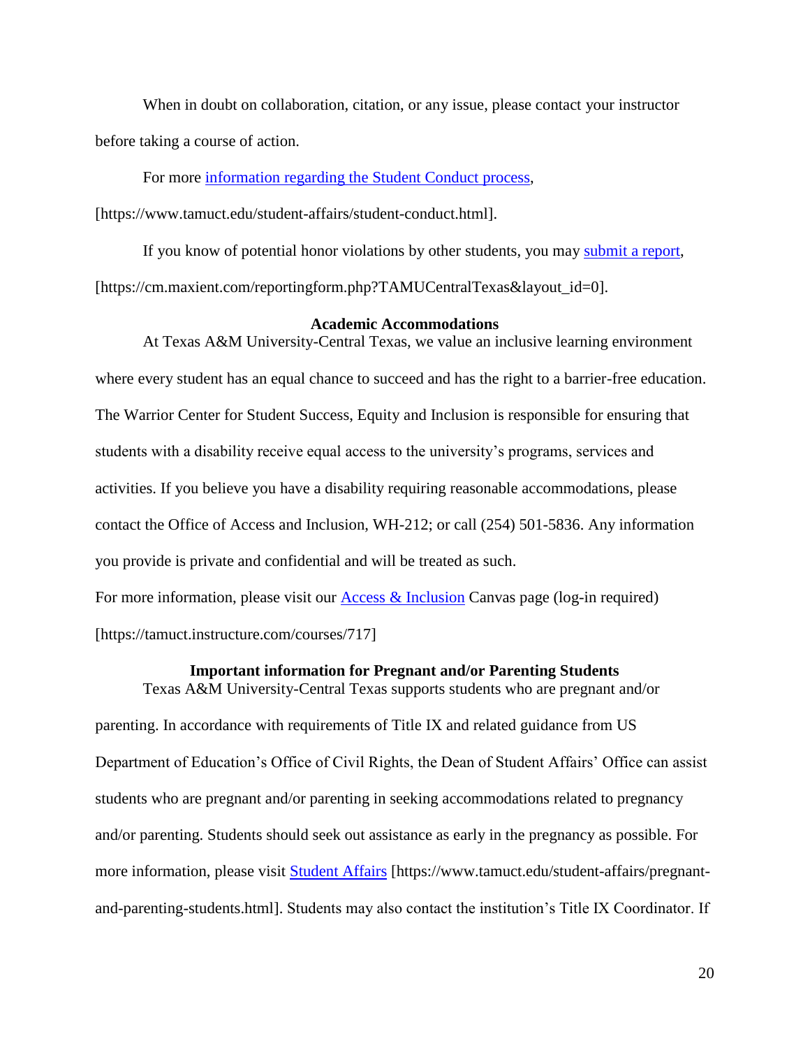When in doubt on collaboration, citation, or any issue, please contact your instructor before taking a course of action.

For more information regarding the Student Conduct process, [https://www.tamuct.edu/student-affairs/student-conduct.html].

If you know of potential honor violations by other students, you may submit a report, [https://cm.maxient.com/reportingform.php?TAMUCentralTexas&layout_id=0].

**Academic Accommodations**

At Texas A&M University-Central Texas, we value an inclusive learning environment where every student has an equal chance to succeed and has the right to a barrier-free education. The Warrior Center for Student Success, Equity and Inclusion is responsible for ensuring that students with a disability receive equal access to the university's programs, services and activities. If you believe you have a disability requiring reasonable accommodations, please contact the Office of Access and Inclusion, WH-212; or call (254) 501-5836. Any information you provide is private and confidential and will be treated as such.

For more information, please visit our Access & Inclusion Canvas page (log-in required) [https://tamuct.instructure.com/courses/717]

**Important information for Pregnant and/or Parenting Students**

Texas A&M University-Central Texas supports students who are pregnant and/or parenting. In accordance with requirements of Title IX and related guidance from US Department of Education's Office of Civil Rights, the Dean of Student Affairs' Office can assist students who are pregnant and/or parenting in seeking accommodations related to pregnancy and/or parenting. Students should seek out assistance as early in the pregnancy as possible. For more information, please visit Student Affairs [https://www.tamuct.edu/student-affairs/pregnant-and-parenting-students.html]. Students may also contact the institution's Title IX Coordinator. If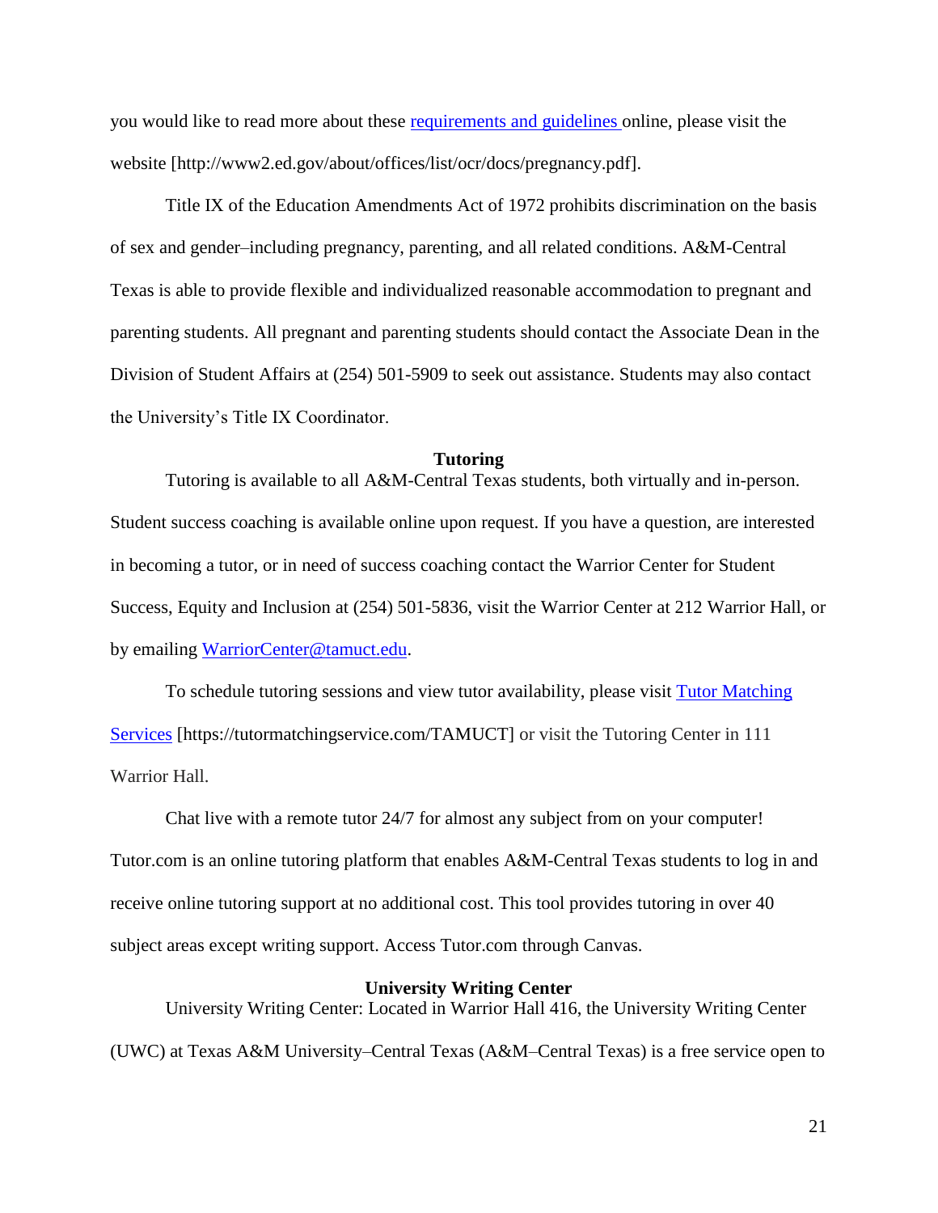you would like to read more about these [requirements and guidelines ](http://www2.ed.gov/about/offices/list/ocr/docs/pregnancy.pdf)online, please visit the website [http://www2.ed.gov/about/offices/list/ocr/docs/pregnancy.pdf].

Title IX of the Education Amendments Act of 1972 prohibits discrimination on the basis of sex and gender–including pregnancy, parenting, and all related conditions. A&M-Central Texas is able to provide flexible and individualized reasonable accommodation to pregnant and parenting students. All pregnant and parenting students should contact the Associate Dean in the Division of Student Affairs at (254) 501-5909 to seek out assistance. Students may also contact the University's Title IX Coordinator.

**Tutoring**

Tutoring is available to all A&M-Central Texas students, both virtually and in-person. Student success coaching is available online upon request. If you have a question, are interested in becoming a tutor, or in need of success coaching contact the Warrior Center for Student Success, Equity and Inclusion at (254) 501-5836, visit the Warrior Center at 212 Warrior Hall, or by emailing WarriorCenter@tamuct.edu.

To schedule tutoring sessions and view tutor availability, please visit [Tutor Matching Services](https://tutormatchingservice.com/TAMUCT) [https://tutormatchingservice.com/TAMUCT] or visit the Tutoring Center in 111 Warrior Hall.

Chat live with a remote tutor 24/7 for almost any subject from on your computer! Tutor.com is an online tutoring platform that enables A&M-Central Texas students to log in and receive online tutoring support at no additional cost. This tool provides tutoring in over 40 subject areas except writing support. Access Tutor.com through Canvas.

**University Writing Center**

University Writing Center: Located in Warrior Hall 416, the University Writing Center (UWC) at Texas A&M University–Central Texas (A&M–Central Texas) is a free service open to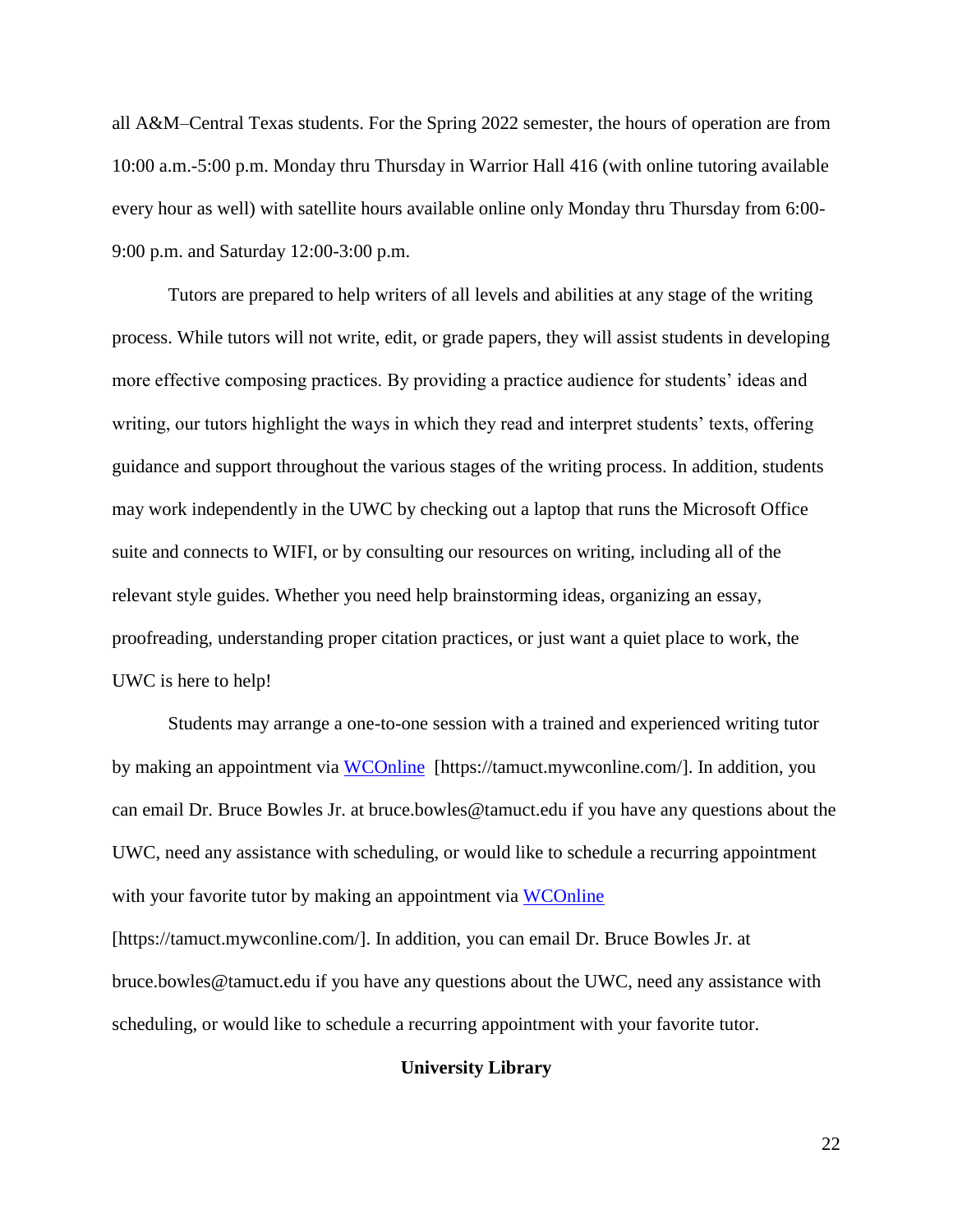all A&M–Central Texas students. For the Spring 2022 semester, the hours of operation are from 10:00 a.m.-5:00 p.m. Monday thru Thursday in Warrior Hall 416 (with online tutoring available every hour as well) with satellite hours available online only Monday thru Thursday from 6:00-9:00 p.m. and Saturday 12:00-3:00 p.m.

Tutors are prepared to help writers of all levels and abilities at any stage of the writing process. While tutors will not write, edit, or grade papers, they will assist students in developing more effective composing practices. By providing a practice audience for students' ideas and writing, our tutors highlight the ways in which they read and interpret students' texts, offering guidance and support throughout the various stages of the writing process. In addition, students may work independently in the UWC by checking out a laptop that runs the Microsoft Office suite and connects to WIFI, or by consulting our resources on writing, including all of the relevant style guides. Whether you need help brainstorming ideas, organizing an essay, proofreading, understanding proper citation practices, or just want a quiet place to work, the UWC is here to help!

Students may arrange a one-to-one session with a trained and experienced writing tutor by making an appointment via WCOnline [https://tamuct.mywconline.com/]. In addition, you can email Dr. Bruce Bowles Jr. at bruce.bowles@tamuct.edu if you have any questions about the UWC, need any assistance with scheduling, or would like to schedule a recurring appointment with your favorite tutor by making an appointment via WCOnline [https://tamuct.mywconline.com/]. In addition, you can email Dr. Bruce Bowles Jr. at bruce.bowles@tamuct.edu if you have any questions about the UWC, need any assistance with scheduling, or would like to schedule a recurring appointment with your favorite tutor.

**University Library**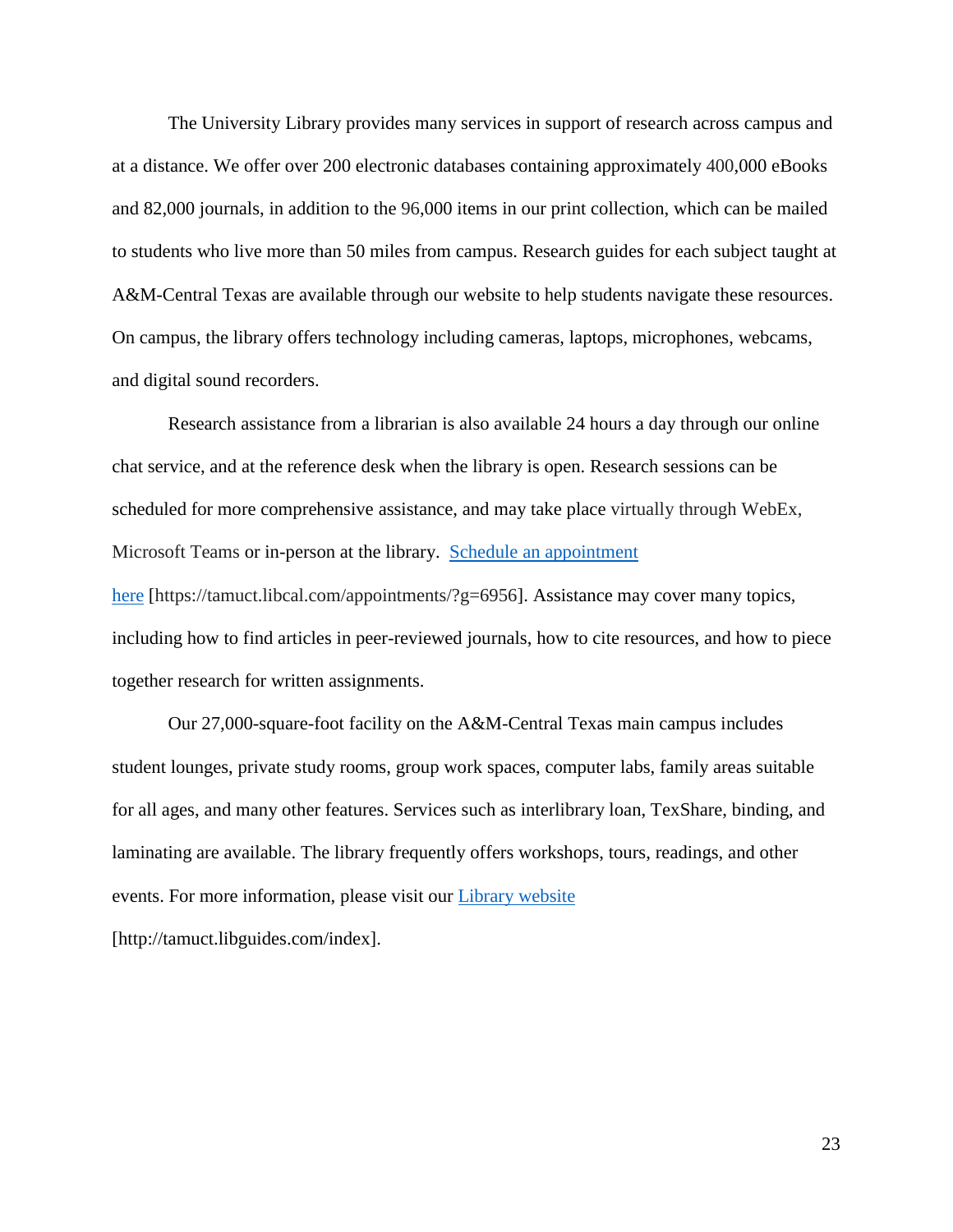The University Library provides many services in support of research across campus and at a distance. We offer over 200 electronic databases containing approximately 400,000 eBooks and 82,000 journals, in addition to the 96,000 items in our print collection, which can be mailed to students who live more than 50 miles from campus. Research guides for each subject taught at A&M-Central Texas are available through our website to help students navigate these resources. On campus, the library offers technology including cameras, laptops, microphones, webcams, and digital sound recorders.

Research assistance from a librarian is also available 24 hours a day through our online chat service, and at the reference desk when the library is open. Research sessions can be scheduled for more comprehensive assistance, and may take place virtually through WebEx, Microsoft Teams or in-person at the library. [Schedule an appointment here](https://tamuct.libcal.com/appointments/?g=6956) [https://tamuct.libcal.com/appointments/?g=6956]. Assistance may cover many topics, including how to find articles in peer-reviewed journals, how to cite resources, and how to piece together research for written assignments.

Our 27,000-square-foot facility on the A&M-Central Texas main campus includes student lounges, private study rooms, group work spaces, computer labs, family areas suitable for all ages, and many other features. Services such as interlibrary loan, TexShare, binding, and laminating are available. The library frequently offers workshops, tours, readings, and other events. For more information, please visit our [Library website](http://tamuct.libguides.com/index) [http://tamuct.libguides.com/index].